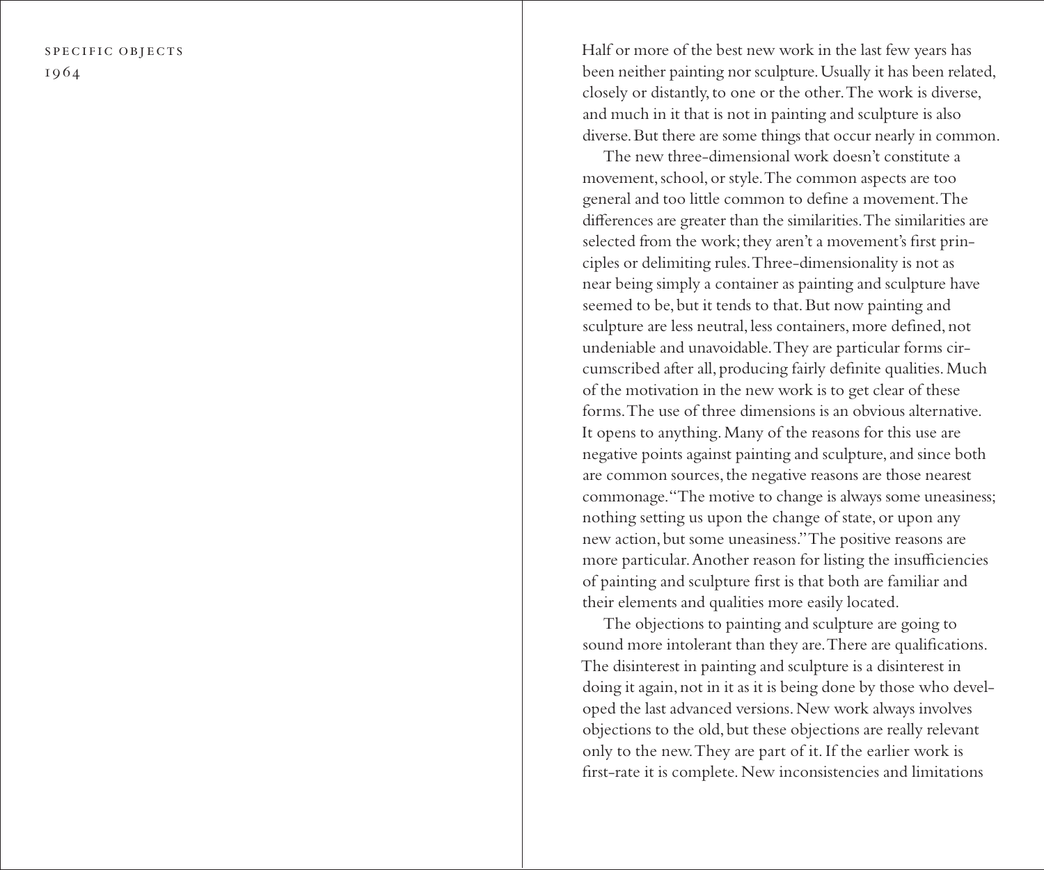# SPECIFIC OBJECTS

1964

Half or more of the best new work in the last few years has been neither painting nor sculpture. Usually it has been related, closely or distantly, to one or the other. The work is diverse, and much in it that is not in painting and sculpture is also diverse. But there are some things that occur nearly in common.

The new three-dimensional work doesn't constitute a movement, school, or style. The common aspects are too general and too little common to define a movement. The differences are greater than the similarities. The similarities are selected from the work; they aren't a movement's first principles or delimiting rules. Three-dimensionality is not as near being simply a container as painting and sculpture have seemed to be, but it tends to that. But now painting and sculpture are less neutral, less containers, more defined, not undeniable and unavoidable. They are particular forms circumscribed after all, producing fairly definite qualities. Much of the motivation in the new work is to get clear of these forms. The use of three dimensions is an obvious alternative. It opens to anything. Many of the reasons for this use are negative points against painting and sculpture, and since both are common sources, the negative reasons are those nearest commonage. "The motive to change is always some uneasiness; nothing setting us upon the change of state, or upon any new action, but some uneasiness." The positive reasons are more particular. Another reason for listing the insufficiencies of painting and sculpture first is that both are familiar and their elements and qualities more easily located.

The objections to painting and sculpture are going to sound more intolerant than they are. There are qualifications. The disinterest in painting and sculpture is a disinterest in doing it again, not in it as it is being done by those who developed the last advanced versions. New work always involves objections to the old, but these objections are really relevant only to the new. They are part of it. If the earlier work is first-rate it is complete. New inconsistencies and limitations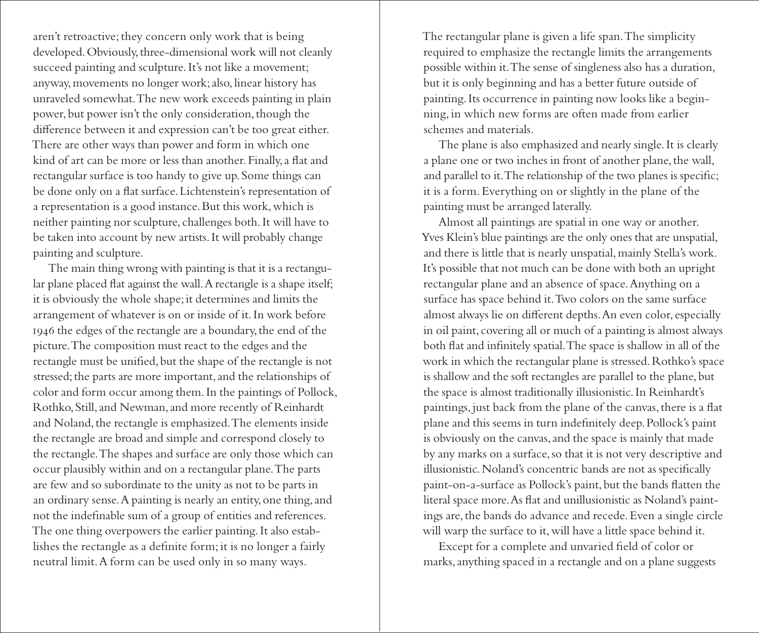aren't retroactive; they concern only work that is being developed. Obviously, three-dimensional work will not cleanly succeed painting and sculpture. It's not like a movement; anyway, movements no longer work; also, linear history has unraveled somewhat. The new work exceeds painting in plain power, but power isn't the only consideration, though the difference between it and expression can't be too great either. There are other ways than power and form in which one kind of art can be more or less than another. Finally, a flat and rectangular surface is too handy to give up. Some things can be done only on a flat surface. Lichtenstein's representation of a representation is a good instance. But this work, which is neither painting nor sculpture, challenges both. It will have to be taken into account by new artists. It will probably change painting and sculpture.

The main thing wrong with painting is that it is a rectangular plane placed flat against the wall. A rectangle is a shape itself; it is obviously the whole shape; it determines and limits the arrangement of whatever is on or inside of it. In work before 1946 the edges of the rectangle are a boundary, the end of the picture. The composition must react to the edges and the rectangle must be unified, but the shape of the rectangle is not stressed; the parts are more important, and the relationships of color and form occur among them. In the paintings of Pollock, Rothko, Still, and Newman, and more recently of Reinhardt and Noland, the rectangle is emphasized. The elements inside the rectangle are broad and simple and correspond closely to the rectangle. The shapes and surface are only those which can occur plausibly within and on a rectangular plane. The parts are few and so subordinate to the unity as not to be parts in an ordinary sense. A painting is nearly an entity, one thing, and not the indefinable sum of a group of entities and references. The one thing overpowers the earlier painting. It also establishes the rectangle as a definite form; it is no longer a fairly neutral limit. A form can be used only in so many ways. The rectangular plane is given a life span. The simplicity required to emphasize the rectangle limits the arrangements possible within it. The sense of singleness also has a duration, but it is only beginning and has a better future outside of painting. Its occurrence in painting now looks like a beginning, in which new forms are often made from earlier schemes and materials.

The plane is also emphasized and nearly single. It is clearly a plane one or two inches in front of another plane, the wall, and parallel to it. The relationship of the two planes is specific; it is a form. Everything on or slightly in the plane of the painting must be arranged laterally.

Almost all paintings are spatial in one way or another. Yves Klein's blue paintings are the only ones that are unspatial, and there is little that is nearly unspatial, mainly Stella's work. It's possible that not much can be done with both an upright rectangular plane and an absence of space. Anything on a surface has space behind it. Two colors on the same surface almost always lie on different depths. An even color, especially in oil paint, covering all or much of a painting is almost always both flat and infinitely spatial. The space is shallow in all of the work in which the rectangular plane is stressed. Rothko's space is shallow and the soft rectangles are parallel to the plane, but the space is almost traditionally illusionistic. In Reinhardt's paintings, just back from the plane of the canvas, there is a flat plane and this seems in turn indefinitely deep. Pollock's paint is obviously on the canvas, and the space is mainly that made by any marks on a surface, so that it is not very descriptive and illusionistic. Noland's concentric bands are not as specifically paint-on-a-surface as Pollock's paint, but the bands flatten the literal space more. As flat and unillusionistic as Noland's paintings are, the bands do advance and recede. Even a single circle will warp the surface to it, will have a little space behind it.

Except for a complete and unvaried field of color or marks, anything spaced in a rectangle and on a plane suggests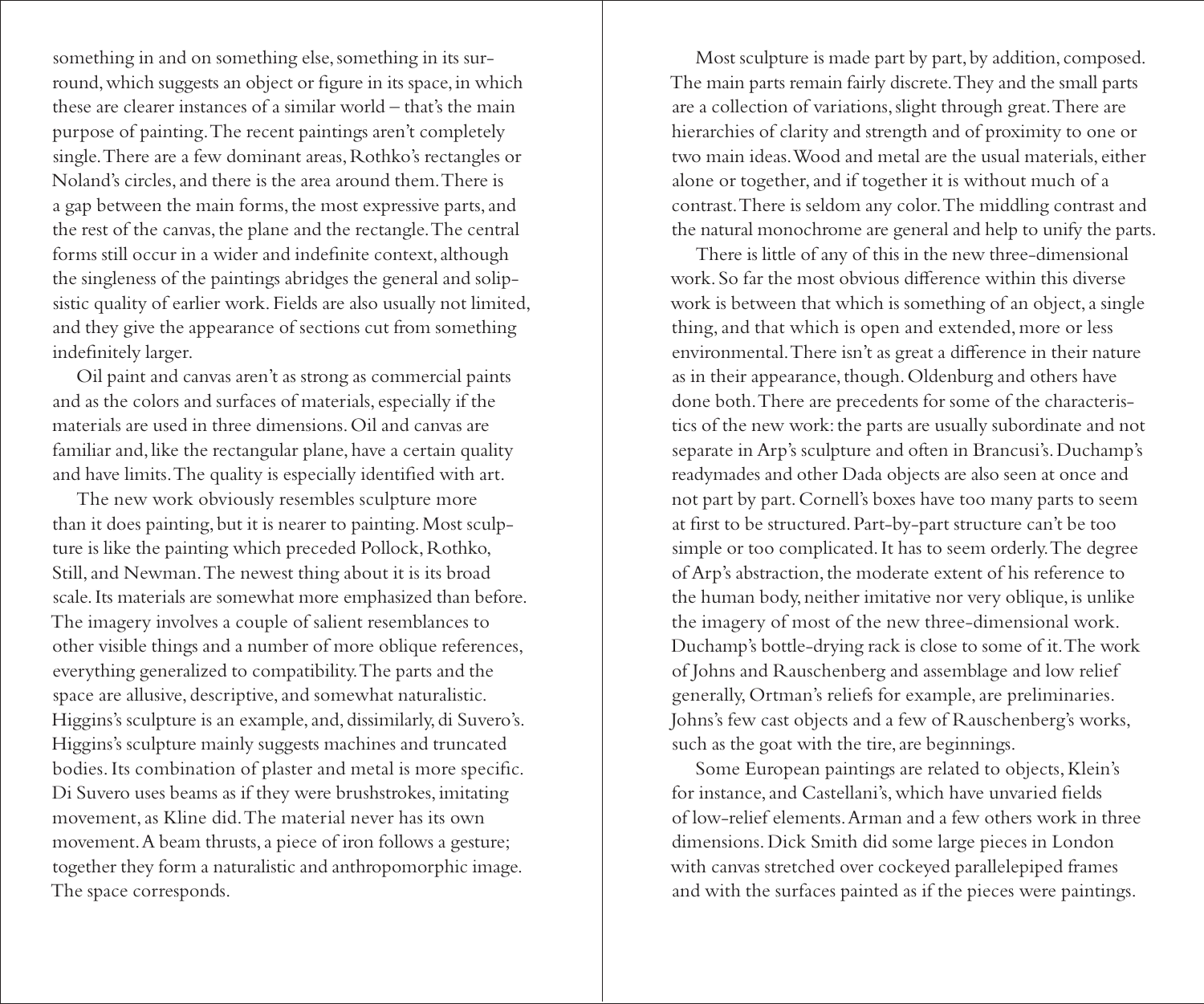something in and on something else, something in its surround, which suggests an object or figure in its space, in which these are clearer instances of a similar world – that's the main purpose of painting. The recent paintings aren't completely single. There are a few dominant areas, Rothko's rectangles or Noland's circles, and there is the area around them. There is a gap between the main forms, the most expressive parts, and the rest of the canvas, the plane and the rectangle. The central forms still occur in a wider and indefinite context, although the singleness of the paintings abridges the general and solipsistic quality of earlier work. Fields are also usually not limited, and they give the appearance of sections cut from something indefinitely larger.

Oil paint and canvas aren't as strong as commercial paints and as the colors and surfaces of materials, especially if the materials are used in three dimensions. Oil and canvas are familiar and, like the rectangular plane, have a certain quality and have limits. The quality is especially identified with art.

The new work obviously resembles sculpture more than it does painting, but it is nearer to painting. Most sculpture is like the painting which preceded Pollock, Rothko, Still, and Newman. The newest thing about it is its broad scale. Its materials are somewhat more emphasized than before. The imagery involves a couple of salient resemblances to other visible things and a number of more oblique references, everything generalized to compatibility. The parts and the space are allusive, descriptive, and somewhat naturalistic. Higgins's sculpture is an example, and, dissimilarly, di Suvero's. Higgins's sculpture mainly suggests machines and truncated bodies. Its combination of plaster and metal is more specific. Di Suvero uses beams as if they were brushstrokes, imitating movement, as Kline did. The material never has its own movement. A beam thrusts, a piece of iron follows a gesture; together they form a naturalistic and anthropomorphic image. The space corresponds.

Most sculpture is made part by part, by addition, composed. The main parts remain fairly discrete. They and the small parts are a collection of variations, slight through great. There are hierarchies of clarity and strength and of proximity to one or two main ideas. Wood and metal are the usual materials, either alone or together, and if together it is without much of a contrast. There is seldom any color. The middling contrast and the natural monochrome are general and help to unify the parts.

There is little of any of this in the new three-dimensional work. So far the most obvious difference within this diverse work is between that which is something of an object, a single thing, and that which is open and extended, more or less environmental. There isn't as great a difference in their nature as in their appearance, though. Oldenburg and others have done both. There are precedents for some of the characteristics of the new work: the parts are usually subordinate and not separate in Arp's sculpture and often in Brancusi's. Duchamp's readymades and other Dada objects are also seen at once and not part by part. Cornell's boxes have too many parts to seem at first to be structured. Part-by-part structure can't be too simple or too complicated. It has to seem orderly. The degree of Arp's abstraction, the moderate extent of his reference to the human body, neither imitative nor very oblique, is unlike the imagery of most of the new three-dimensional work. Duchamp's bottle-drying rack is close to some of it. The work of Johns and Rauschenberg and assemblage and low relief generally, Ortman's reliefs for example, are preliminaries. Johns's few cast objects and a few of Rauschenberg's works, such as the goat with the tire, are beginnings.

Some European paintings are related to objects, Klein's for instance, and Castellani's, which have unvaried fields of low-relief elements. Arman and a few others work in three dimensions. Dick Smith did some large pieces in London with canvas stretched over cockeyed parallelepiped frames and with the surfaces painted as if the pieces were paintings.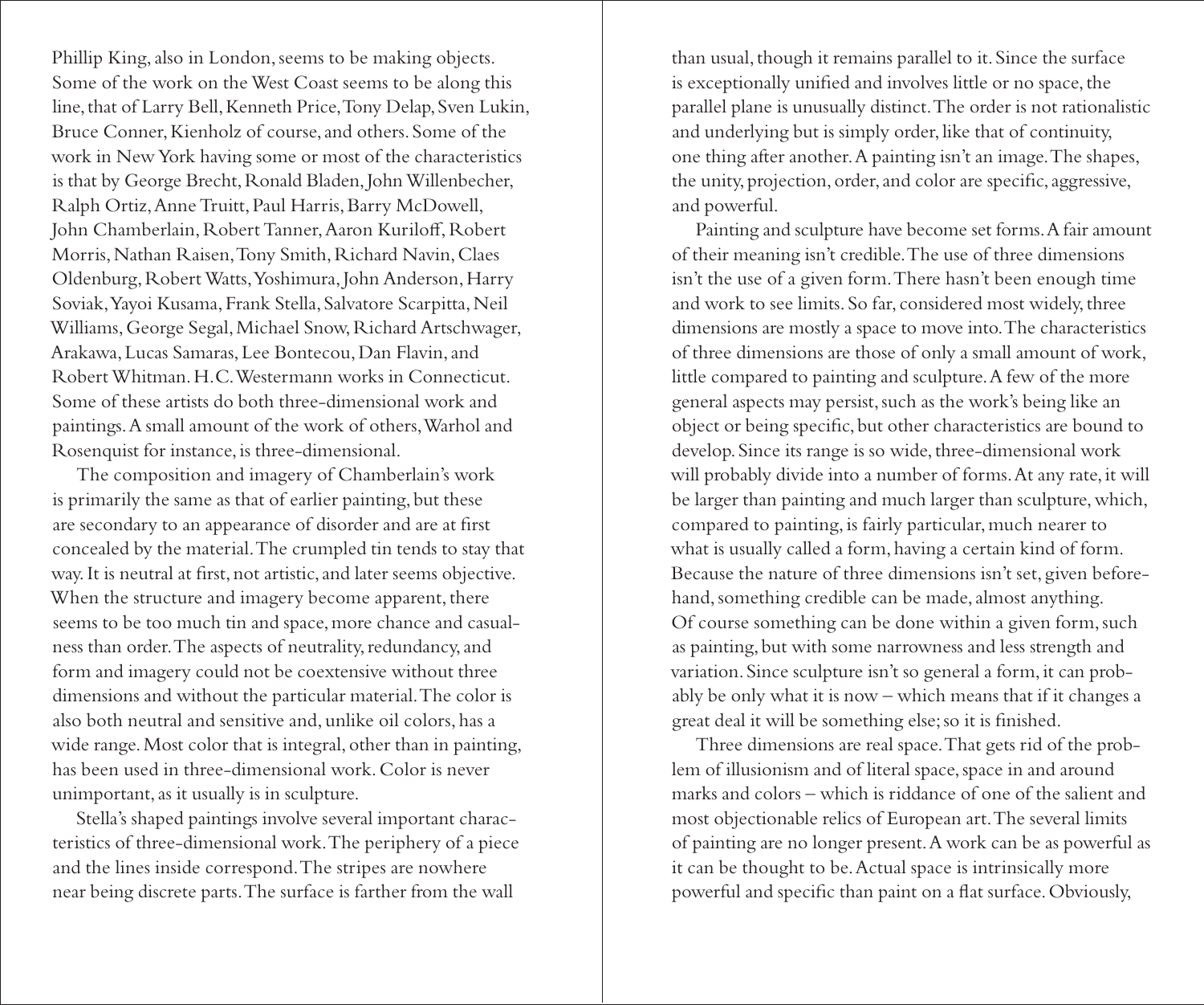Phillip King, also in London, seems to be making objects. Some of the work on the West Coast seems to be along this line, that of Larry Bell, Kenneth Price, Tony Delap, Sven Lukin, Bruce Conner, Kienholz of course, and others. Some of the work in New York having some or most of the characteristics is that by George Brecht, Ronald Bladen, John Willenbecher, Ralph Ortiz, Anne Truitt, Paul Harris, Barry McDowell, John Chamberlain, Robert Tanner, Aaron Kuriloff, Robert Morris, Nathan Raisen, Tony Smith, Richard Navin, Claes Oldenburg, Robert Watts, Yoshimura, John Anderson, Harry Soviak, Yayoi Kusama, Frank Stella, Salvatore Scarpitta, Neil Williams, George Segal, Michael Snow, Richard Artschwager, Arakawa, Lucas Samaras, Lee Bontecou, Dan Flavin, and Robert Whitman. H. C. Westermann works in Connecticut. Some of these artists do both three-dimensional work and paintings. A small amount of the work of others, Warhol and Rosenquist for instance, is three-dimensional.

The composition and imagery of Chamberlain's work is primarily the same as that of earlier painting, but these are secondary to an appearance of disorder and are at first concealed by the material. The crumpled tin tends to stay that way. It is neutral at first, not artistic, and later seems objective. When the structure and imagery become apparent, there seems to be too much tin and space, more chance and casualness than order. The aspects of neutrality, redundancy, and form and imagery could not be coextensive without three dimensions and without the particular material. The color is also both neutral and sensitive and, unlike oil colors, has a wide range. Most color that is integral, other than in painting, has been used in three-dimensional work. Color is never unimportant, as it usually is in sculpture.

Stella's shaped paintings involve several important characteristics of three-dimensional work. The periphery of a piece and the lines inside correspond. The stripes are nowhere near being discrete parts. The surface is farther from the wall than usual, though it remains parallel to it. Since the surface is exceptionally unified and involves little or no space, the parallel plane is unusually distinct. The order is not rationalistic and underlying but is simply order, like that of continuity, one thing after another. A painting isn't an image. The shapes, the unity, projection, order, and color are specific, aggressive, and powerful.

Painting and sculpture have become set forms. A fair amount of their meaning isn't credible. The use of three dimensions isn't the use of a given form. There hasn't been enough time and work to see limits. So far, considered most widely, three dimensions are mostly a space to move into. The characteristics of three dimensions are those of only a small amount of work, little compared to painting and sculpture. A few of the more general aspects may persist, such as the work's being like an object or being specific, but other characteristics are bound to develop. Since its range is so wide, three-dimensional work will probably divide into a number of forms. At any rate, it will be larger than painting and much larger than sculpture, which, compared to painting, is fairly particular, much nearer to what is usually called a form, having a certain kind of form. Because the nature of three dimensions isn't set, given beforehand, something credible can be made, almost anything. Of course something can be done within a given form, such as painting, but with some narrowness and less strength and variation. Since sculpture isn't so general a form, it can probably be only what it is now – which means that if it changes a great deal it will be something else; so it is finished.

Three dimensions are real space. That gets rid of the problem of illusionism and of literal space, space in and around marks and colors – which is riddance of one of the salient and most objectionable relics of European art. The several limits of painting are no longer present. A work can be as powerful as it can be thought to be. Actual space is intrinsically more powerful and specific than paint on a flat surface. Obviously,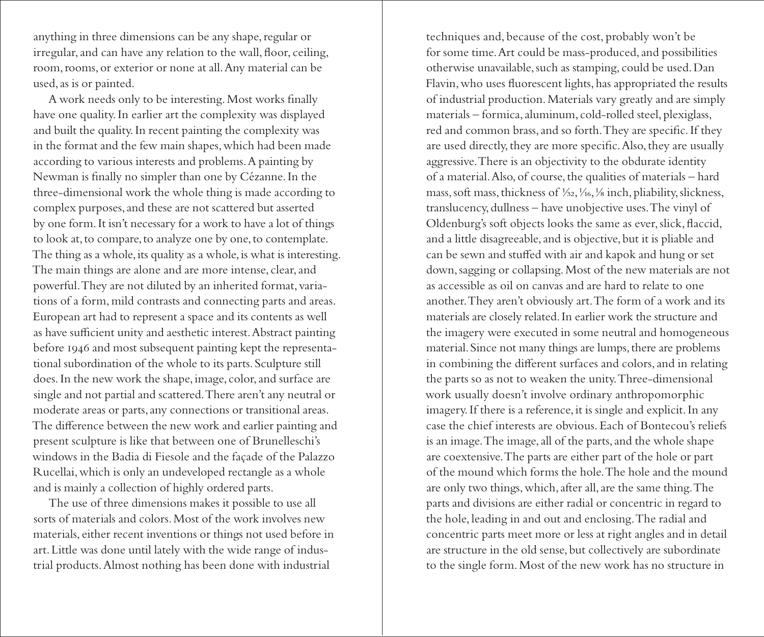anything in three dimensions can be any shape, regular or irregular, and can have any relation to the wall, floor, ceiling, room, rooms, or exterior or none at all. Any material can be used, as is or painted.

A work needs only to be interesting. Most works finally have one quality. In earlier art the complexity was displayed and built the quality. In recent painting the complexity was in the format and the few main shapes, which had been made according to various interests and problems. A painting by Newman is finally no simpler than one by Cézanne. In the three-dimensional work the whole thing is made according to complex purposes, and these are not scattered but asserted by one form. It isn't necessary for a work to have a lot of things to look at, to compare, to analyze one by one, to contemplate. The thing as a whole, its quality as a whole, is what is interesting. The main things are alone and are more intense, clear, and powerful. They are not diluted by an inherited format, variations of a form, mild contrasts and connecting parts and areas. European art had to represent a space and its contents as well as have sufficient unity and aesthetic interest. Abstract painting before 1946 and most subsequent painting kept the representational subordination of the whole to its parts. Sculpture still does. In the new work the shape, image, color, and surface are single and not partial and scattered. There aren't any neutral or moderate areas or parts, any connections or transitional areas. The difference between the new work and earlier painting and present sculpture is like that between one of Brunelleschi's windows in the Badia di Fiesole and the façade of the Palazzo Rucellai, which is only an undeveloped rectangle as a whole and is mainly a collection of highly ordered parts.

The use of three dimensions makes it possible to use all sorts of materials and colors. Most of the work involves new materials, either recent inventions or things not used before in art. Little was done until lately with the wide range of industrial products. Almost nothing has been done with industrial techniques and, because of the cost, probably won't be for some time. Art could be mass-produced, and possibilities otherwise unavailable, such as stamping, could be used. Dan Flavin, who uses fluorescent lights, has appropriated the results of industrial production. Materials vary greatly and are simply materials – formica, aluminum, cold-rolled steel, plexiglass, red and common brass, and so forth. They are specific. If they are used directly, they are more specific. Also, they are usually aggressive. There is an objectivity to the obdurate identity of a material. Also, of course, the qualities of materials – hard mass, soft mass, thickness of 1⁄32, 1⁄16, 1⁄8 inch, pliability, slickness, translucency, dullness – have unobjective uses. The vinyl of Oldenburg's soft objects looks the same as ever, slick, flaccid, and a little disagreeable, and is objective, but it is pliable and can be sewn and stuffed with air and kapok and hung or set down, sagging or collapsing. Most of the new materials are not as accessible as oil on canvas and are hard to relate to one another. They aren't obviously art. The form of a work and its materials are closely related. In earlier work the structure and the imagery were executed in some neutral and homogeneous material. Since not many things are lumps, there are problems in combining the different surfaces and colors, and in relating the parts so as not to weaken the unity. Three-dimensional work usually doesn't involve ordinary anthropomorphic imagery. If there is a reference, it is single and explicit. In any case the chief interests are obvious. Each of Bontecou's reliefs is an image. The image, all of the parts, and the whole shape are coextensive. The parts are either part of the hole or part of the mound which forms the hole. The hole and the mound are only two things, which, after all, are the same thing. The parts and divisions are either radial or concentric in regard to the hole, leading in and out and enclosing. The radial and concentric parts meet more or less at right angles and in detail are structure in the old sense, but collectively are subordinate to the single form. Most of the new work has no structure in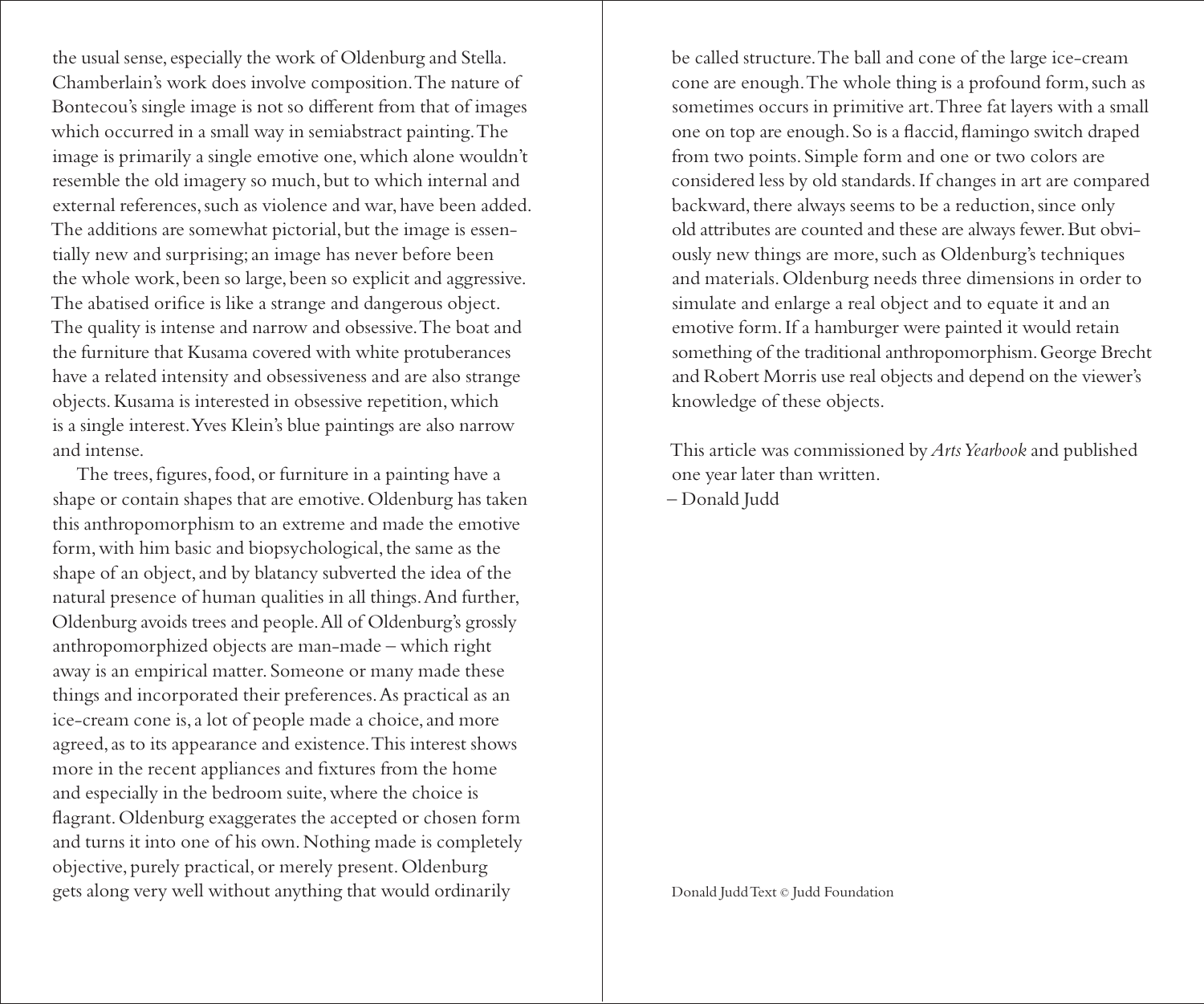the usual sense, especially the work of Oldenburg and Stella. Chamberlain's work does involve composition. The nature of Bontecou's single image is not so different from that of images which occurred in a small way in semiabstract painting. The image is primarily a single emotive one, which alone wouldn't resemble the old imagery so much, but to which internal and external references, such as violence and war, have been added. The additions are somewhat pictorial, but the image is essentially new and surprising; an image has never before been the whole work, been so large, been so explicit and aggressive. The abatised orifice is like a strange and dangerous object. The quality is intense and narrow and obsessive. The boat and the furniture that Kusama covered with white protuberances have a related intensity and obsessiveness and are also strange objects. Kusama is interested in obsessive repetition, which is a single interest. Yves Klein's blue paintings are also narrow and intense.

The trees, figures, food, or furniture in a painting have a shape or contain shapes that are emotive. Oldenburg has taken this anthropomorphism to an extreme and made the emotive form, with him basic and biopsychological, the same as the shape of an object, and by blatancy subverted the idea of the natural presence of human qualities in all things. And further, Oldenburg avoids trees and people. All of Oldenburg's grossly anthropomorphized objects are man-made – which right away is an empirical matter. Someone or many made these things and incorporated their preferences. As practical as an ice-cream cone is, a lot of people made a choice, and more agreed, as to its appearance and existence. This interest shows more in the recent appliances and fixtures from the home and especially in the bedroom suite, where the choice is flagrant. Oldenburg exaggerates the accepted or chosen form and turns it into one of his own. Nothing made is completely objective, purely practical, or merely present. Oldenburg gets along very well without anything that would ordinarily be called structure. The ball and cone of the large ice-cream cone are enough. The whole thing is a profound form, such as sometimes occurs in primitive art. Three fat layers with a small one on top are enough. So is a flaccid, flamingo switch draped from two points. Simple form and one or two colors are considered less by old standards. If changes in art are compared backward, there always seems to be a reduction, since only old attributes are counted and these are always fewer. But obviously new things are more, such as Oldenburg's techniques and materials. Oldenburg needs three dimensions in order to simulate and enlarge a real object and to equate it and an emotive form. If a hamburger were painted it would retain something of the traditional anthropomorphism. George Brecht and Robert Morris use real objects and depend on the viewer's knowledge of these objects.

This article was commissioned by *Arts Yearbook* and published one year later than written.
– Donald Judd

Donald Judd Text © Judd Foundation